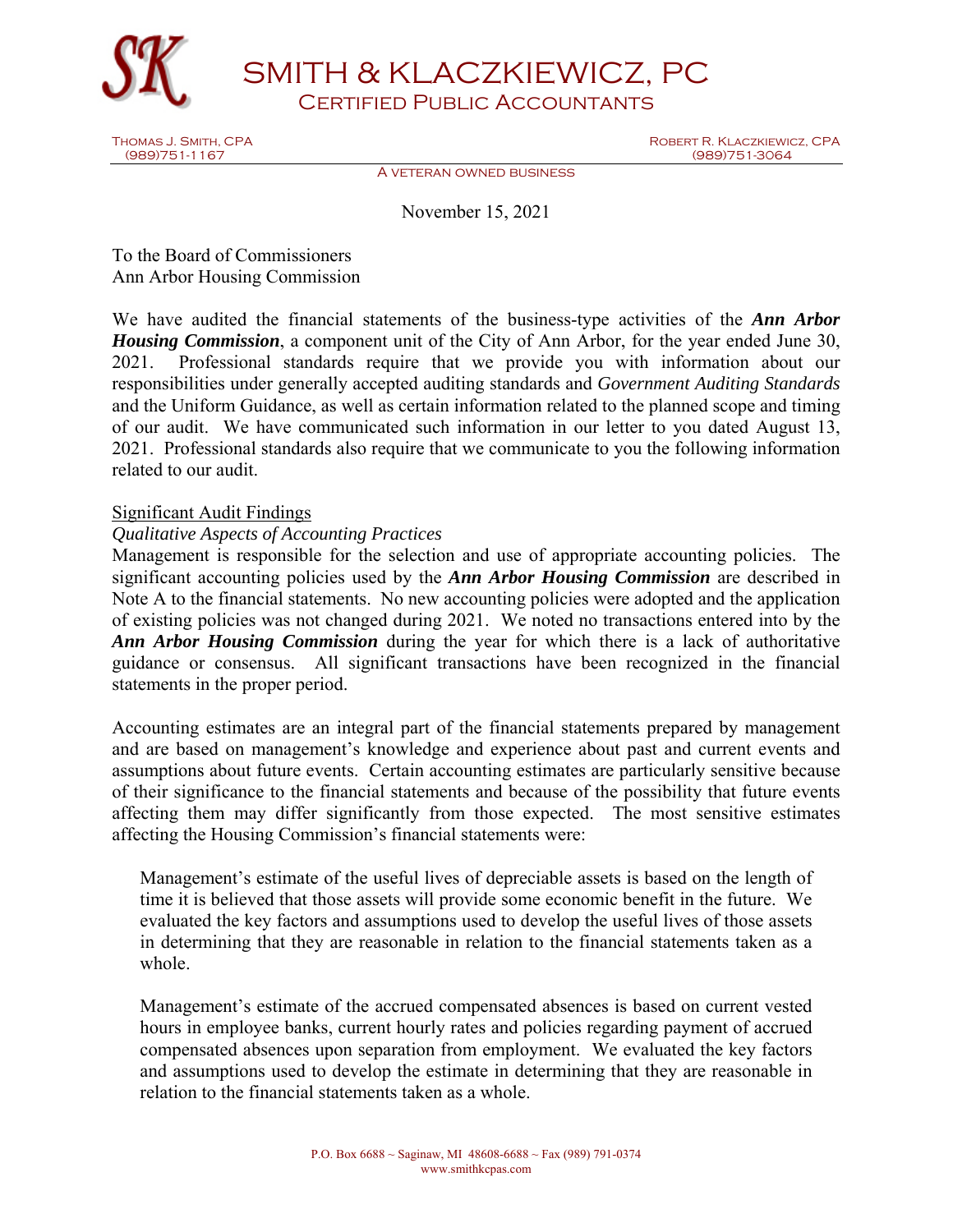# SMITH & KLACZKIEWICZ, PC

## CERTIFIED PUBLIC ACCOUNTANTS

THOMAS J. SMITH, CPA (989)751-1167

ROBERT R. KLACZKIEWICZ, CPA (989)751-3064

A VETERAN OWNED BUSINESS

November 15, 2021

To the Board of Commissioners
Ann Arbor Housing Commission

We have audited the financial statements of the business-type activities of the ***Ann Arbor Housing Commission***, a component unit of the City of Ann Arbor, for the year ended June 30, 2021. Professional standards require that we provide you with information about our responsibilities under generally accepted auditing standards and *Government Auditing Standards* and the Uniform Guidance, as well as certain information related to the planned scope and timing of our audit. We have communicated such information in our letter to you dated August 13, 2021. Professional standards also require that we communicate to you the following information related to our audit.

Significant Audit Findings

*Qualitative Aspects of Accounting Practices*

Management is responsible for the selection and use of appropriate accounting policies. The significant accounting policies used by the ***Ann Arbor Housing Commission*** are described in Note A to the financial statements. No new accounting policies were adopted and the application of existing policies was not changed during 2021. We noted no transactions entered into by the ***Ann Arbor Housing Commission*** during the year for which there is a lack of authoritative guidance or consensus. All significant transactions have been recognized in the financial statements in the proper period.

Accounting estimates are an integral part of the financial statements prepared by management and are based on management's knowledge and experience about past and current events and assumptions about future events. Certain accounting estimates are particularly sensitive because of their significance to the financial statements and because of the possibility that future events affecting them may differ significantly from those expected. The most sensitive estimates affecting the Housing Commission's financial statements were:

> Management's estimate of the useful lives of depreciable assets is based on the length of time it is believed that those assets will provide some economic benefit in the future. We evaluated the key factors and assumptions used to develop the useful lives of those assets in determining that they are reasonable in relation to the financial statements taken as a whole.
>
> Management's estimate of the accrued compensated absences is based on current vested hours in employee banks, current hourly rates and policies regarding payment of accrued compensated absences upon separation from employment. We evaluated the key factors and assumptions used to develop the estimate in determining that they are reasonable in relation to the financial statements taken as a whole.

P.O. Box 6688 ~ Saginaw, MI 48608-6688 ~ Fax (989) 791-0374
www.smithkcpas.com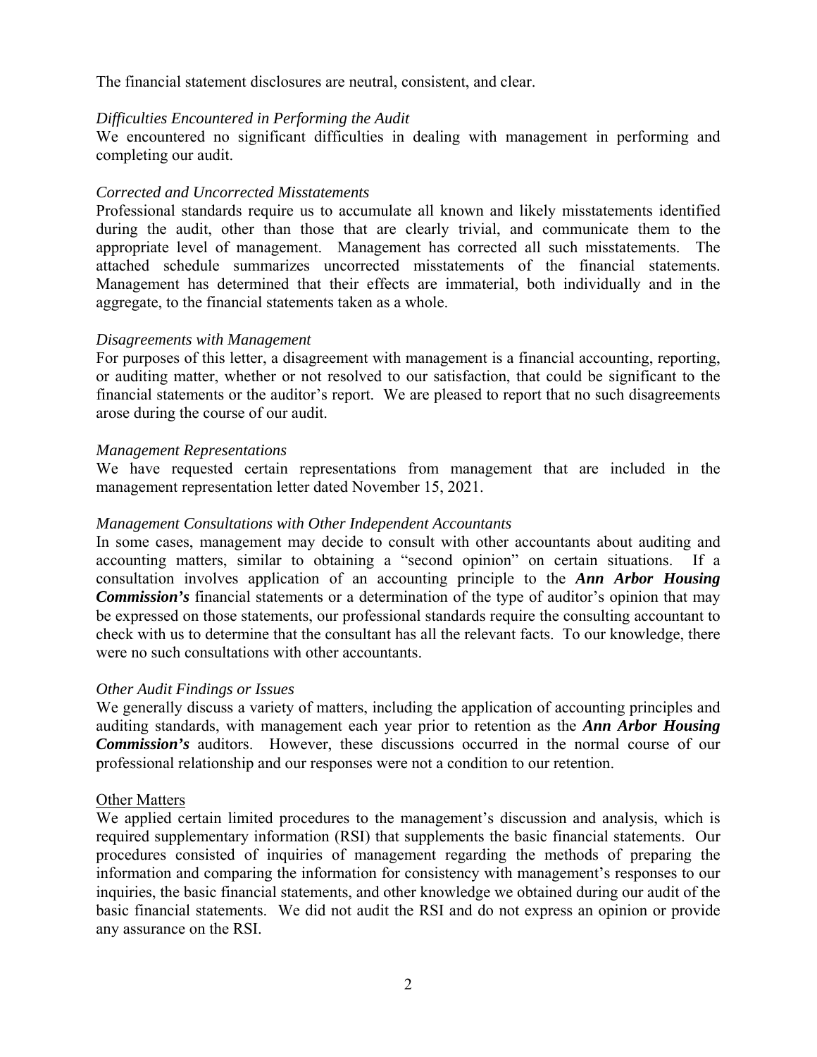The financial statement disclosures are neutral, consistent, and clear.

*Difficulties Encountered in Performing the Audit*
We encountered no significant difficulties in dealing with management in performing and completing our audit.

*Corrected and Uncorrected Misstatements*
Professional standards require us to accumulate all known and likely misstatements identified during the audit, other than those that are clearly trivial, and communicate them to the appropriate level of management. Management has corrected all such misstatements. The attached schedule summarizes uncorrected misstatements of the financial statements. Management has determined that their effects are immaterial, both individually and in the aggregate, to the financial statements taken as a whole.

*Disagreements with Management*
For purposes of this letter, a disagreement with management is a financial accounting, reporting, or auditing matter, whether or not resolved to our satisfaction, that could be significant to the financial statements or the auditor's report. We are pleased to report that no such disagreements arose during the course of our audit.

*Management Representations*
We have requested certain representations from management that are included in the management representation letter dated November 15, 2021.

*Management Consultations with Other Independent Accountants*
In some cases, management may decide to consult with other accountants about auditing and accounting matters, similar to obtaining a "second opinion" on certain situations. If a consultation involves application of an accounting principle to the ***Ann Arbor Housing Commission's*** financial statements or a determination of the type of auditor's opinion that may be expressed on those statements, our professional standards require the consulting accountant to check with us to determine that the consultant has all the relevant facts. To our knowledge, there were no such consultations with other accountants.

*Other Audit Findings or Issues*
We generally discuss a variety of matters, including the application of accounting principles and auditing standards, with management each year prior to retention as the ***Ann Arbor Housing Commission's*** auditors. However, these discussions occurred in the normal course of our professional relationship and our responses were not a condition to our retention.

Other Matters
We applied certain limited procedures to the management's discussion and analysis, which is required supplementary information (RSI) that supplements the basic financial statements. Our procedures consisted of inquiries of management regarding the methods of preparing the information and comparing the information for consistency with management's responses to our inquiries, the basic financial statements, and other knowledge we obtained during our audit of the basic financial statements. We did not audit the RSI and do not express an opinion or provide any assurance on the RSI.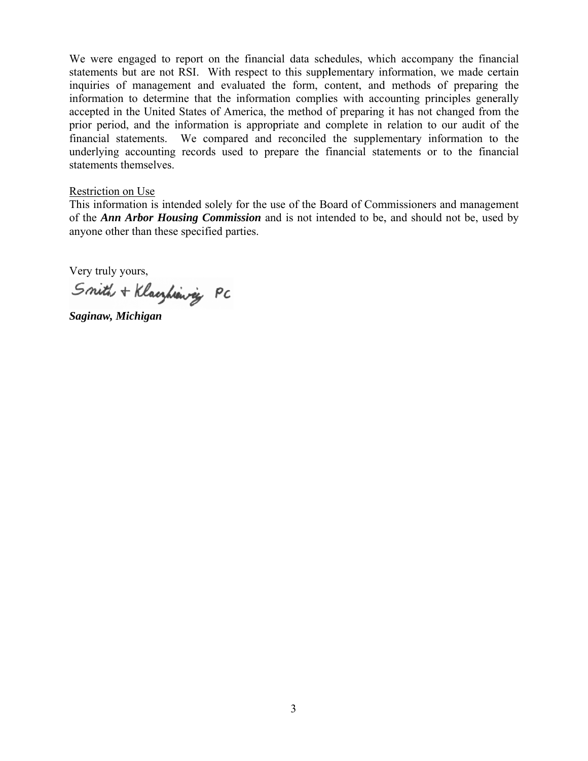We were engaged to report on the financial data schedules, which accompany the financial statements but are not RSI. With respect to this supplementary information, we made certain inquiries of management and evaluated the form, content, and methods of preparing the information to determine that the information complies with accounting principles generally accepted in the United States of America, the method of preparing it has not changed from the prior period, and the information is appropriate and complete in relation to our audit of the financial statements. We compared and reconciled the supplementary information to the underlying accounting records used to prepare the financial statements or to the financial statements themselves.

Restriction on Use

This information is intended solely for the use of the Board of Commissioners and management of the ***Ann Arbor Housing Commission*** and is not intended to be, and should not be, used by anyone other than these specified parties.

Very truly yours,

Smith + Klaczkiewicz PC

***Saginaw, Michigan***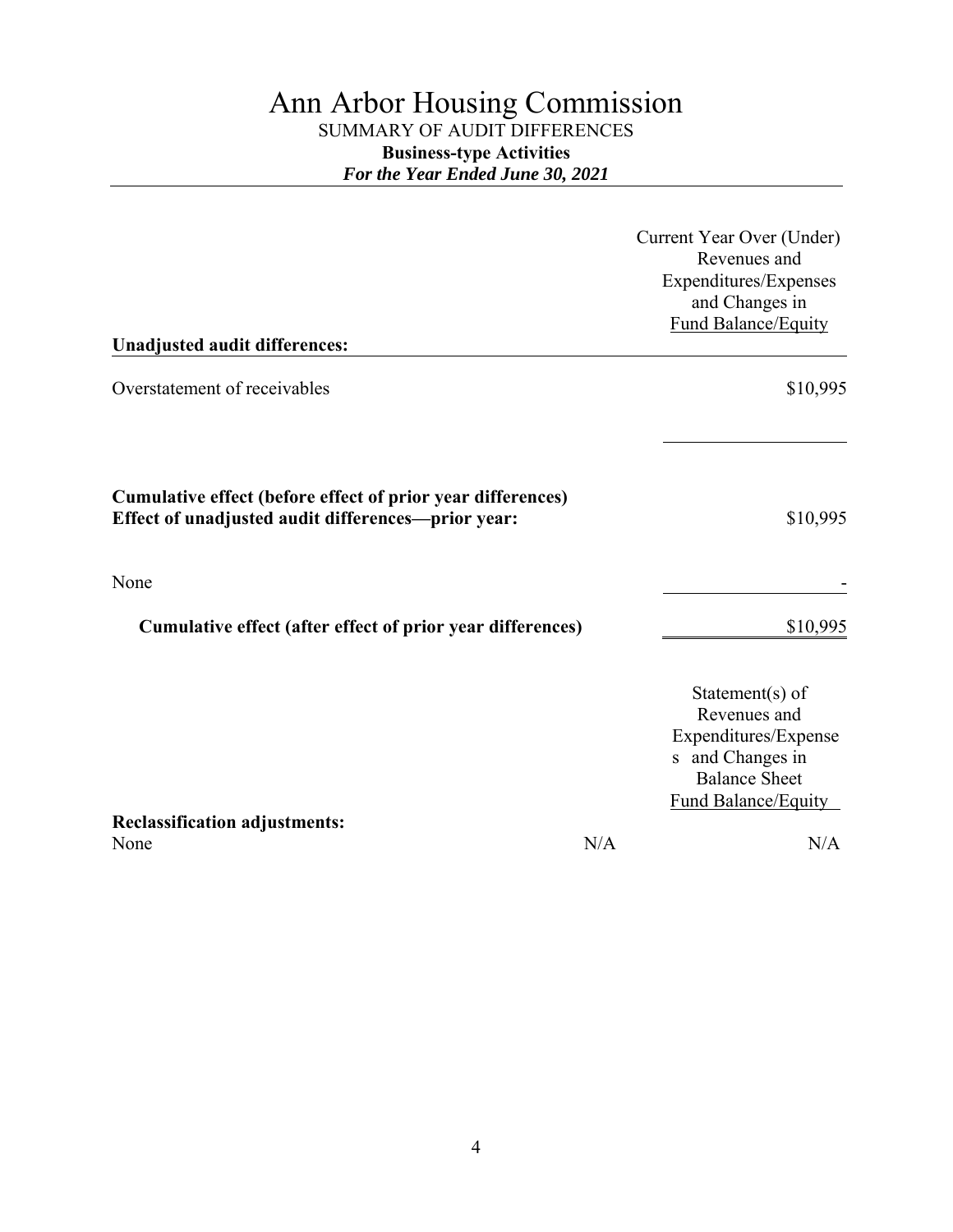# Ann Arbor Housing Commission

SUMMARY OF AUDIT DIFFERENCES

**Business-type Activities**

***For the Year Ended June 30, 2021***

| | Current Year Over (Under) Revenues and Expenditures/Expenses and Changes in Fund Balance/Equity |
|---|---|
| **Unadjusted audit differences:** | |
| Overstatement of receivables | $10,995 |
| **Cumulative effect (before effect of prior year differences)** | $10,995 |
| **Effect of unadjusted audit differences—prior year:** | |
| None | - |
| **Cumulative effect (after effect of prior year differences)** | $10,995 |

| | Statement(s) of Revenues and Expenditures/Expenses and Changes in | Balance Sheet Fund Balance/Equity |
|---|---|---|
| **Reclassification adjustments:** | | |
| None | N/A | N/A |